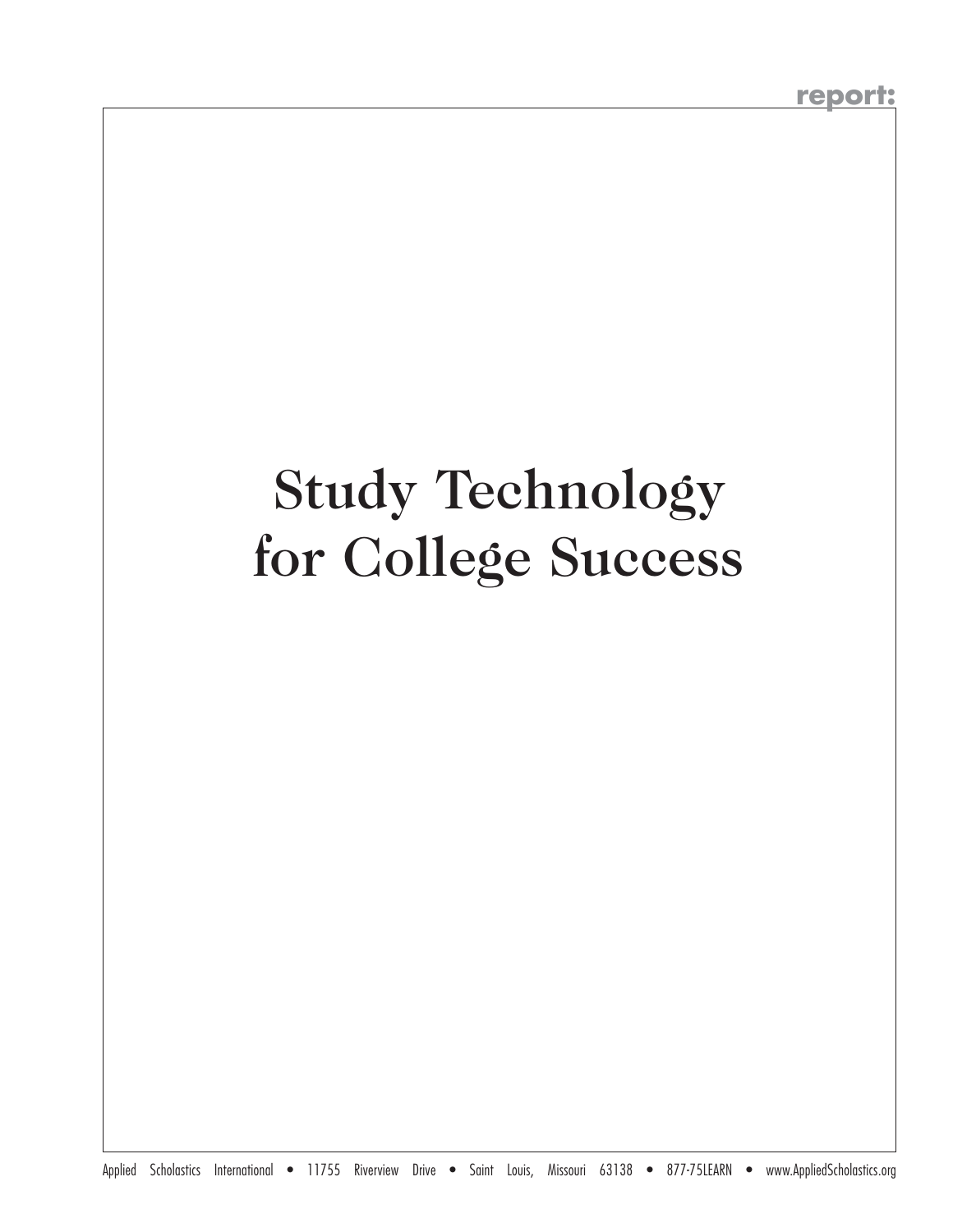report:

# Study Technology for College Success

Applied Scholastics International • 11755 Riverview Drive • Saint Louis, Missouri 63138 • 877-75LEARN • www.AppliedScholastics.org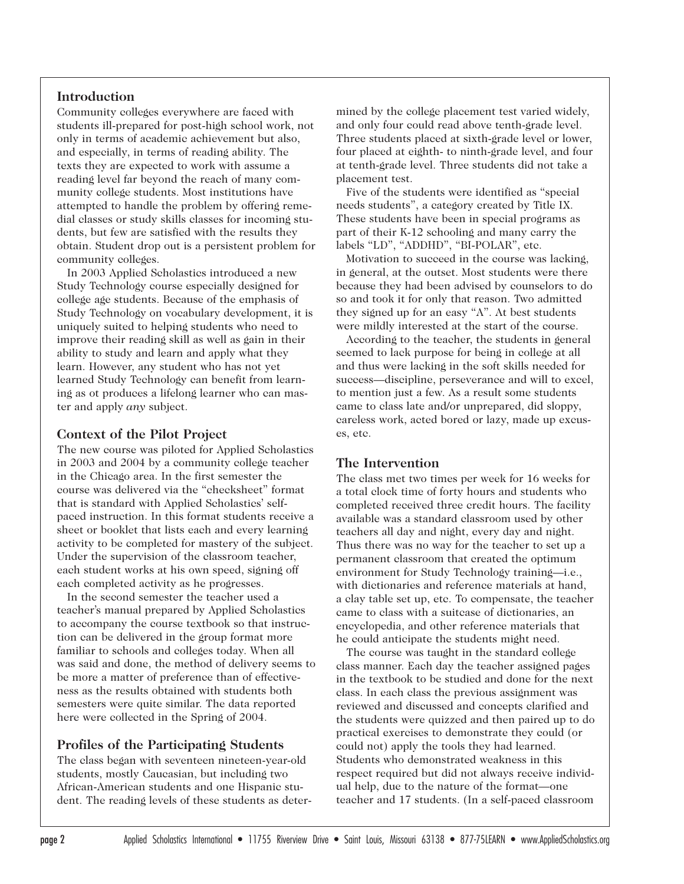## Introduction

Community colleges everywhere are faced with students ill-prepared for post-high school work, not only in terms of academic achievement but also, and especially, in terms of reading ability. The texts they are expected to work with assume a reading level far beyond the reach of many community college students. Most institutions have attempted to handle the problem by offering remedial classes or study skills classes for incoming students, but few are satisfied with the results they obtain. Student drop out is a persistent problem for community colleges.

In 2003 Applied Scholastics introduced a new Study Technology course especially designed for college age students. Because of the emphasis of Study Technology on vocabulary development, it is uniquely suited to helping students who need to improve their reading skill as well as gain in their ability to study and learn and apply what they learn. However, any student who has not yet learned Study Technology can benefit from learning as ot produces a lifelong learner who can master and apply *any* subject.

## Context of the Pilot Project

The new course was piloted for Applied Scholastics in 2003 and 2004 by a community college teacher in the Chicago area. In the first semester the course was delivered via the "checksheet" format that is standard with Applied Scholastics' self-paced instruction. In this format students receive a sheet or booklet that lists each and every learning activity to be completed for mastery of the subject. Under the supervision of the classroom teacher, each student works at his own speed, signing off each completed activity as he progresses.

In the second semester the teacher used a teacher's manual prepared by Applied Scholastics to accompany the course textbook so that instruction can be delivered in the group format more familiar to schools and colleges today. When all was said and done, the method of delivery seems to be more a matter of preference than of effectiveness as the results obtained with students both semesters were quite similar. The data reported here were collected in the Spring of 2004.

## Profiles of the Participating Students

The class began with seventeen nineteen-year-old students, mostly Caucasian, but including two African-American students and one Hispanic student. The reading levels of these students as determined by the college placement test varied widely, and only four could read above tenth-grade level. Three students placed at sixth-grade level or lower, four placed at eighth- to ninth-grade level, and four at tenth-grade level. Three students did not take a placement test.

Five of the students were identified as "special needs students", a category created by Title IX. These students have been in special programs as part of their K-12 schooling and many carry the labels "LD", "ADDHD", "BI-POLAR", etc.

Motivation to succeed in the course was lacking, in general, at the outset. Most students were there because they had been advised by counselors to do so and took it for only that reason. Two admitted they signed up for an easy "A". At best students were mildly interested at the start of the course.

According to the teacher, the students in general seemed to lack purpose for being in college at all and thus were lacking in the soft skills needed for success—discipline, perseverance and will to excel, to mention just a few. As a result some students came to class late and/or unprepared, did sloppy, careless work, acted bored or lazy, made up excuses, etc.

## The Intervention

The class met two times per week for 16 weeks for a total clock time of forty hours and students who completed received three credit hours. The facility available was a standard classroom used by other teachers all day and night, every day and night. Thus there was no way for the teacher to set up a permanent classroom that created the optimum environment for Study Technology training—i.e., with dictionaries and reference materials at hand, a clay table set up, etc. To compensate, the teacher came to class with a suitcase of dictionaries, an encyclopedia, and other reference materials that he could anticipate the students might need.

The course was taught in the standard college class manner. Each day the teacher assigned pages in the textbook to be studied and done for the next class. In each class the previous assignment was reviewed and discussed and concepts clarified and the students were quizzed and then paired up to do practical exercises to demonstrate they could (or could not) apply the tools they had learned. Students who demonstrated weakness in this respect required but did not always receive individual help, due to the nature of the format—one teacher and 17 students. (In a self-paced classroom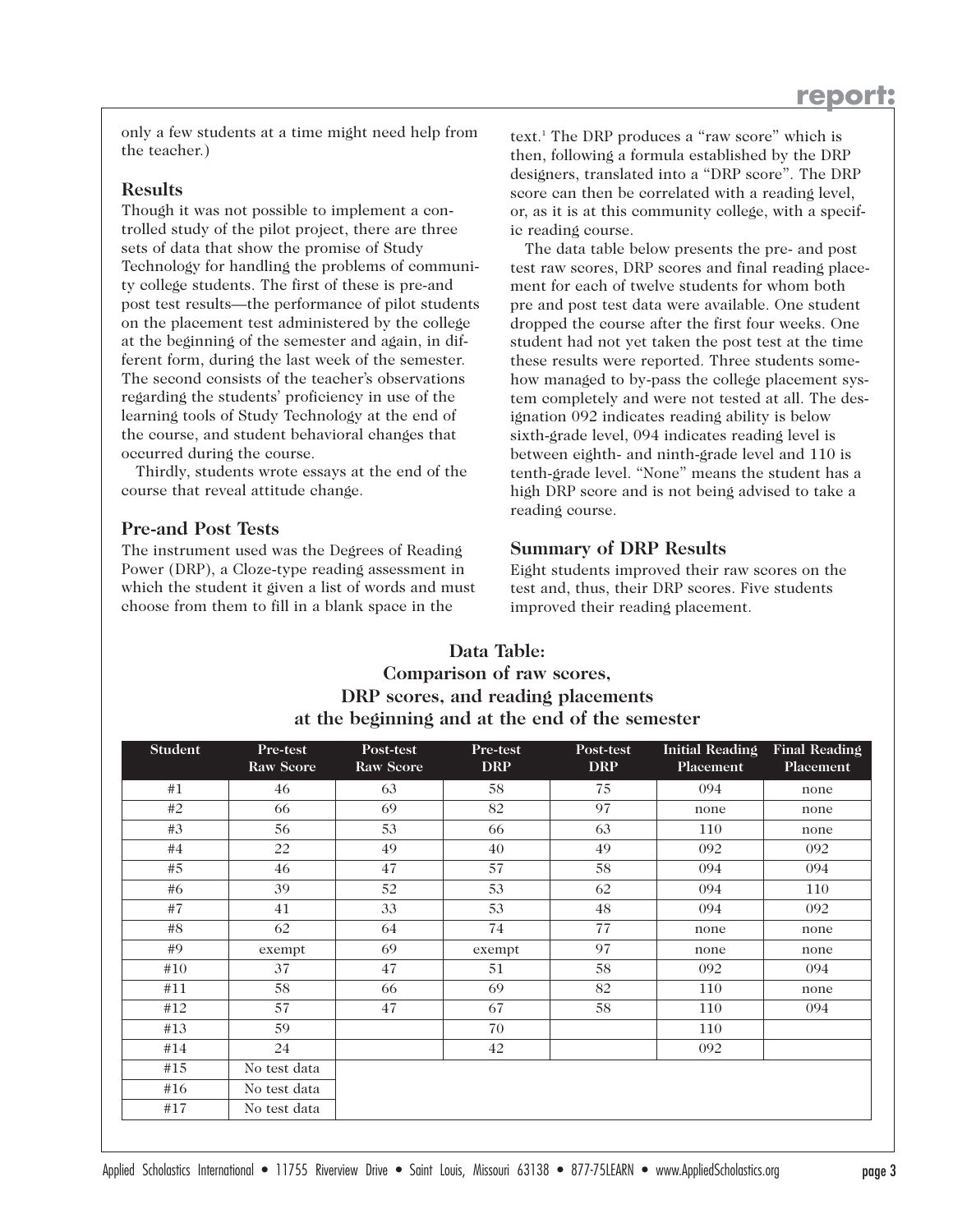only a few students at a time might need help from the teacher.)

## Results

Though it was not possible to implement a controlled study of the pilot project, there are three sets of data that show the promise of Study Technology for handling the problems of community college students. The first of these is pre-and post test results—the performance of pilot students on the placement test administered by the college at the beginning of the semester and again, in different form, during the last week of the semester. The second consists of the teacher's observations regarding the students' proficiency in use of the learning tools of Study Technology at the end of the course, and student behavioral changes that occurred during the course.

Thirdly, students wrote essays at the end of the course that reveal attitude change.

## Pre-and Post Tests

The instrument used was the Degrees of Reading Power (DRP), a Cloze-type reading assessment in which the student it given a list of words and must choose from them to fill in a blank space in the text.[1] The DRP produces a "raw score" which is then, following a formula established by the DRP designers, translated into a "DRP score". The DRP score can then be correlated with a reading level, or, as it is at this community college, with a specific reading course.

The data table below presents the pre- and post test raw scores, DRP scores and final reading placement for each of twelve students for whom both pre and post test data were available. One student dropped the course after the first four weeks. One student had not yet taken the post test at the time these results were reported. Three students somehow managed to by-pass the college placement system completely and were not tested at all. The designation 092 indicates reading ability is below sixth-grade level, 094 indicates reading level is between eighth- and ninth-grade level and 110 is tenth-grade level. "None" means the student has a high DRP score and is not being advised to take a reading course.

## Summary of DRP Results

Eight students improved their raw scores on the test and, thus, their DRP scores. Five students improved their reading placement.

**Data Table: Comparison of raw scores, DRP scores, and reading placements at the beginning and at the end of the semester**

| Student | Pre-test Raw Score | Post-test Raw Score | Pre-test DRP | Post-test DRP | Initial Reading Placement | Final Reading Placement |
|---|---|---|---|---|---|---|
| #1 | 46 | 63 | 58 | 75 | 094 | none |
| #2 | 66 | 69 | 82 | 97 | none | none |
| #3 | 56 | 53 | 66 | 63 | 110 | none |
| #4 | 22 | 49 | 40 | 49 | 092 | 092 |
| #5 | 46 | 47 | 57 | 58 | 094 | 094 |
| #6 | 39 | 52 | 53 | 62 | 094 | 110 |
| #7 | 41 | 33 | 53 | 48 | 094 | 092 |
| #8 | 62 | 64 | 74 | 77 | none | none |
| #9 | exempt | 69 | exempt | 97 | none | none |
| #10 | 37 | 47 | 51 | 58 | 092 | 094 |
| #11 | 58 | 66 | 69 | 82 | 110 | none |
| #12 | 57 | 47 | 67 | 58 | 110 | 094 |
| #13 | 59 | | 70 | | 110 | |
| #14 | 24 | | 42 | | 092 | |
| #15 | No test data | | | | | |
| #16 | No test data | | | | | |
| #17 | No test data | | | | | |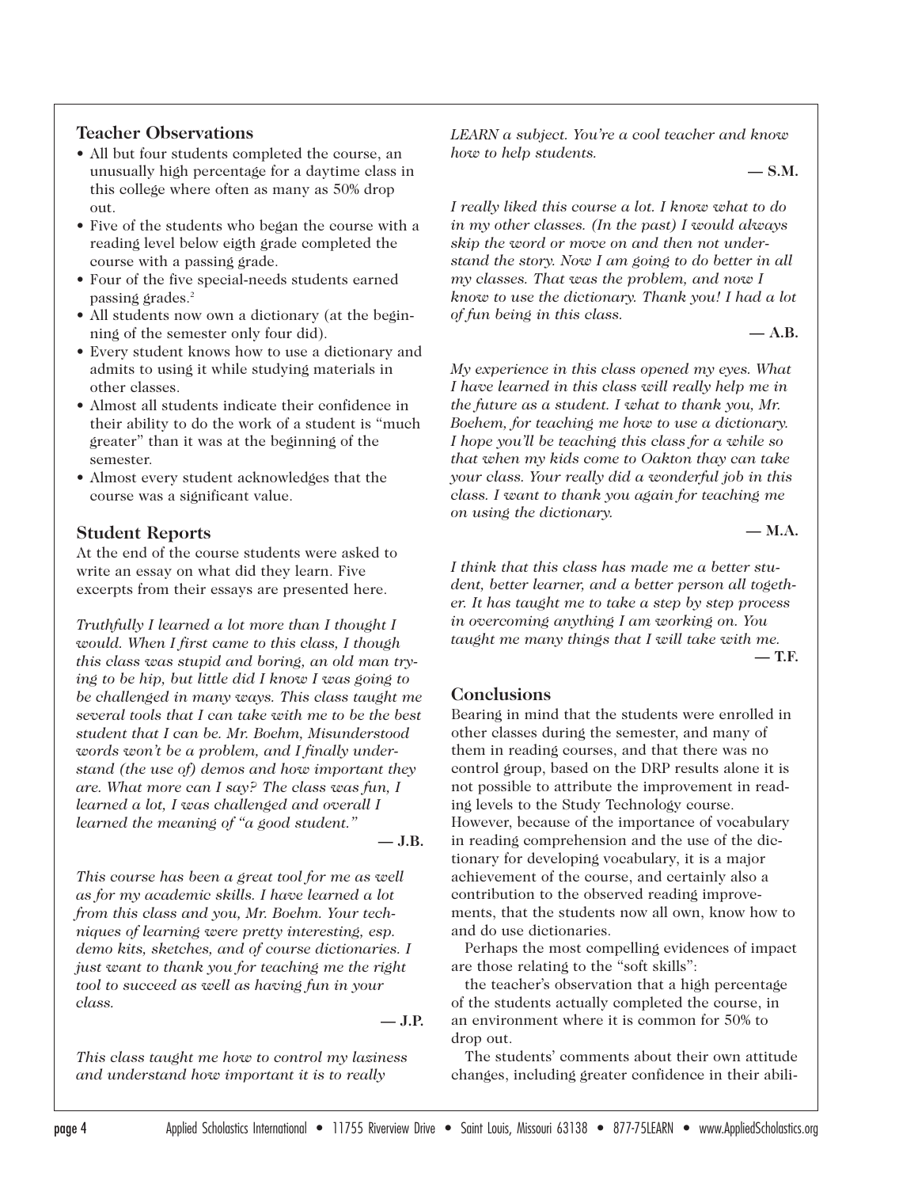## Teacher Observations

- All but four students completed the course, an unusually high percentage for a daytime class in this college where often as many as 50% drop out.
- Five of the students who began the course with a reading level below eigth grade completed the course with a passing grade.
- Four of the five special-needs students earned passing grades.[2]
- All students now own a dictionary (at the beginning of the semester only four did).
- Every student knows how to use a dictionary and admits to using it while studying materials in other classes.
- Almost all students indicate their confidence in their ability to do the work of a student is "much greater" than it was at the beginning of the semester.
- Almost every student acknowledges that the course was a significant value.

## Student Reports

At the end of the course students were asked to write an essay on what did they learn. Five excerpts from their essays are presented here.

*Truthfully I learned a lot more than I thought I would. When I first came to this class, I though this class was stupid and boring, an old man trying to be hip, but little did I know I was going to be challenged in many ways. This class taught me several tools that I can take with me to be the best student that I can be. Mr. Boehm, Misunderstood words won't be a problem, and I finally understand (the use of) demos and how important they are. What more can I say? The class was fun, I learned a lot, I was challenged and overall I learned the meaning of "a good student."*

**— J.B.**

*This course has been a great tool for me as well as for my academic skills. I have learned a lot from this class and you, Mr. Boehm. Your techniques of learning were pretty interesting, esp. demo kits, sketches, and of course dictionaries. I just want to thank you for teaching me the right tool to succeed as well as having fun in your class.*

**— J.P.**

*This class taught me how to control my laziness and understand how important it is to really LEARN a subject. You're a cool teacher and know how to help students.*

**— S.M.**

*I really liked this course a lot. I know what to do in my other classes. (In the past) I would always skip the word or move on and then not understand the story. Now I am going to do better in all my classes. That was the problem, and now I know to use the dictionary. Thank you! I had a lot of fun being in this class.*

**— A.B.**

*My experience in this class opened my eyes. What I have learned in this class will really help me in the future as a student. I what to thank you, Mr. Boehem, for teaching me how to use a dictionary. I hope you'll be teaching this class for a while so that when my kids come to Oakton thay can take your class. Your really did a wonderful job in this class. I want to thank you again for teaching me on using the dictionary.*

**— M.A.**

*I think that this class has made me a better student, better learner, and a better person all together. It has taught me to take a step by step process in overcoming anything I am working on. You taught me many things that I will take with me.*

**— T.F.**

## Conclusions

Bearing in mind that the students were enrolled in other classes during the semester, and many of them in reading courses, and that there was no control group, based on the DRP results alone it is not possible to attribute the improvement in reading levels to the Study Technology course. However, because of the importance of vocabulary in reading comprehension and the use of the dictionary for developing vocabulary, it is a major achievement of the course, and certainly also a contribution to the observed reading improvements, that the students now all own, know how to and do use dictionaries.

Perhaps the most compelling evidences of impact are those relating to the "soft skills":

the teacher's observation that a high percentage of the students actually completed the course, in an environment where it is common for 50% to drop out.

The students' comments about their own attitude changes, including greater confidence in their abili-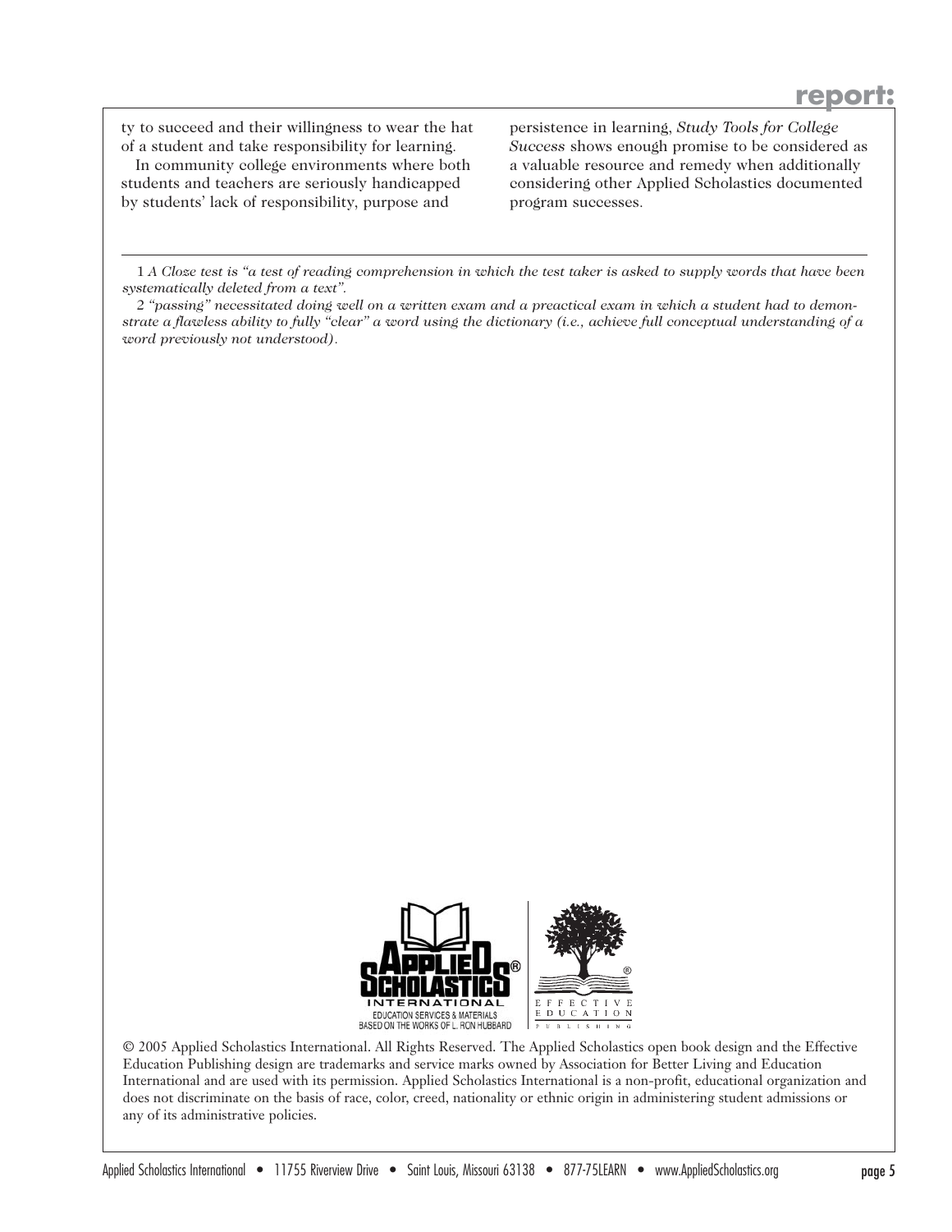ty to succeed and their willingness to wear the hat of a student and take responsibility for learning.

In community college environments where both students and teachers are seriously handicapped by students' lack of responsibility, purpose and persistence in learning, *Study Tools for College Success* shows enough promise to be considered as a valuable resource and remedy when additionally considering other Applied Scholastics documented program successes.

---

1 *A Cloze test is "a test of reading comprehension in which the test taker is asked to supply words that have been systematically deleted from a text".*

2 *"passing" necessitated doing well on a written exam and a preactical exam in which a student had to demonstrate a flawless ability to fully "clear" a word using the dictionary (i.e., achieve full conceptual understanding of a word previously not understood).*

APPLIED SCHOLASTICS® INTERNATIONAL
EDUCATION SERVICES & MATERIALS
BASED ON THE WORKS OF L. RON HUBBARD

EFFECTIVE EDUCATION PUBLISHING®

© 2005 Applied Scholastics International. All Rights Reserved. The Applied Scholastics open book design and the Effective Education Publishing design are trademarks and service marks owned by Association for Better Living and Education International and are used with its permission. Applied Scholastics International is a non-profit, educational organization and does not discriminate on the basis of race, color, creed, nationality or ethnic origin in administering student admissions or any of its administrative policies.